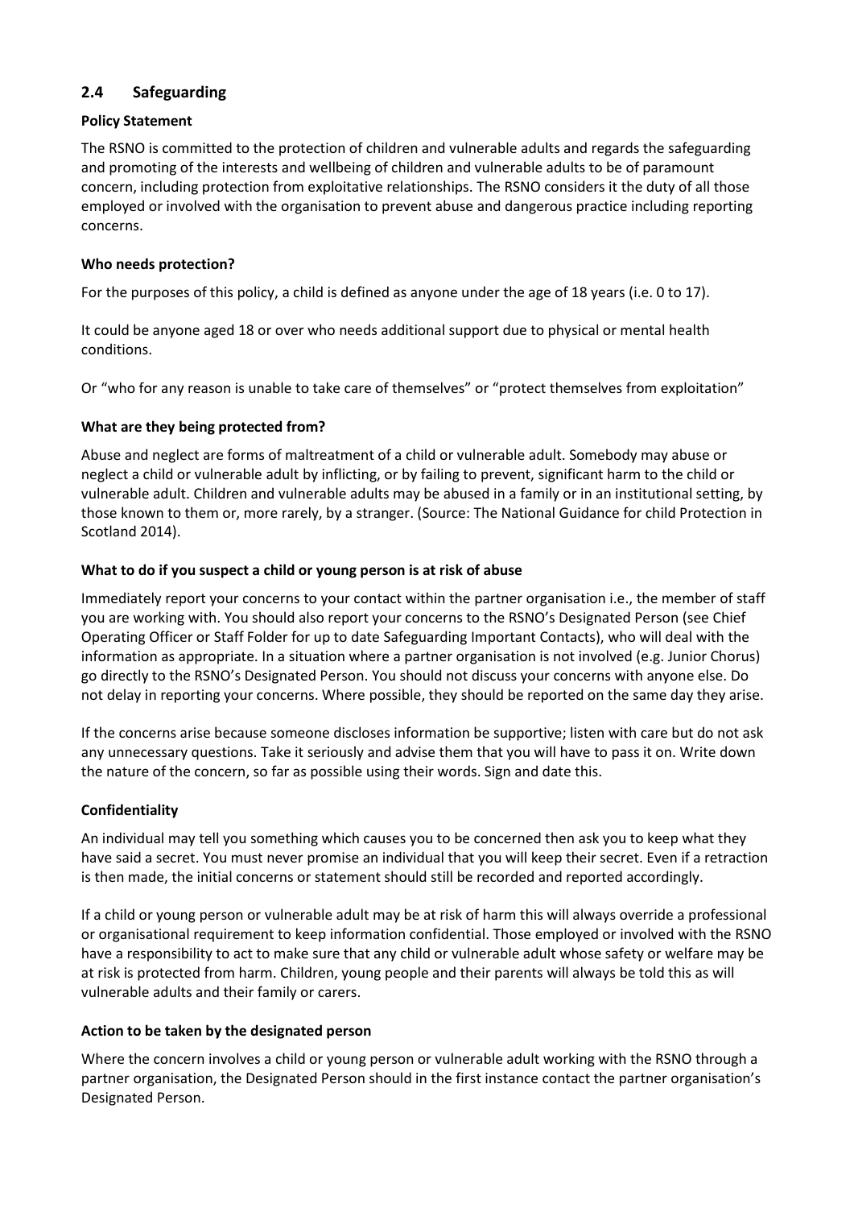## 2.4 Safeguarding

**Policy Statement**

The RSNO is committed to the protection of children and vulnerable adults and regards the safeguarding and promoting of the interests and wellbeing of children and vulnerable adults to be of paramount concern, including protection from exploitative relationships. The RSNO considers it the duty of all those employed or involved with the organisation to prevent abuse and dangerous practice including reporting concerns.

**Who needs protection?**

For the purposes of this policy, a child is defined as anyone under the age of 18 years (i.e. 0 to 17).

It could be anyone aged 18 or over who needs additional support due to physical or mental health conditions.

Or "who for any reason is unable to take care of themselves" or "protect themselves from exploitation"

**What are they being protected from?**

Abuse and neglect are forms of maltreatment of a child or vulnerable adult. Somebody may abuse or neglect a child or vulnerable adult by inflicting, or by failing to prevent, significant harm to the child or vulnerable adult. Children and vulnerable adults may be abused in a family or in an institutional setting, by those known to them or, more rarely, by a stranger. (Source: The National Guidance for child Protection in Scotland 2014).

**What to do if you suspect a child or young person is at risk of abuse**

Immediately report your concerns to your contact within the partner organisation i.e., the member of staff you are working with. You should also report your concerns to the RSNO's Designated Person (see Chief Operating Officer or Staff Folder for up to date Safeguarding Important Contacts), who will deal with the information as appropriate. In a situation where a partner organisation is not involved (e.g. Junior Chorus) go directly to the RSNO's Designated Person. You should not discuss your concerns with anyone else. Do not delay in reporting your concerns. Where possible, they should be reported on the same day they arise.

If the concerns arise because someone discloses information be supportive; listen with care but do not ask any unnecessary questions. Take it seriously and advise them that you will have to pass it on. Write down the nature of the concern, so far as possible using their words. Sign and date this.

**Confidentiality**

An individual may tell you something which causes you to be concerned then ask you to keep what they have said a secret. You must never promise an individual that you will keep their secret. Even if a retraction is then made, the initial concerns or statement should still be recorded and reported accordingly.

If a child or young person or vulnerable adult may be at risk of harm this will always override a professional or organisational requirement to keep information confidential. Those employed or involved with the RSNO have a responsibility to act to make sure that any child or vulnerable adult whose safety or welfare may be at risk is protected from harm. Children, young people and their parents will always be told this as will vulnerable adults and their family or carers.

**Action to be taken by the designated person**

Where the concern involves a child or young person or vulnerable adult working with the RSNO through a partner organisation, the Designated Person should in the first instance contact the partner organisation's Designated Person.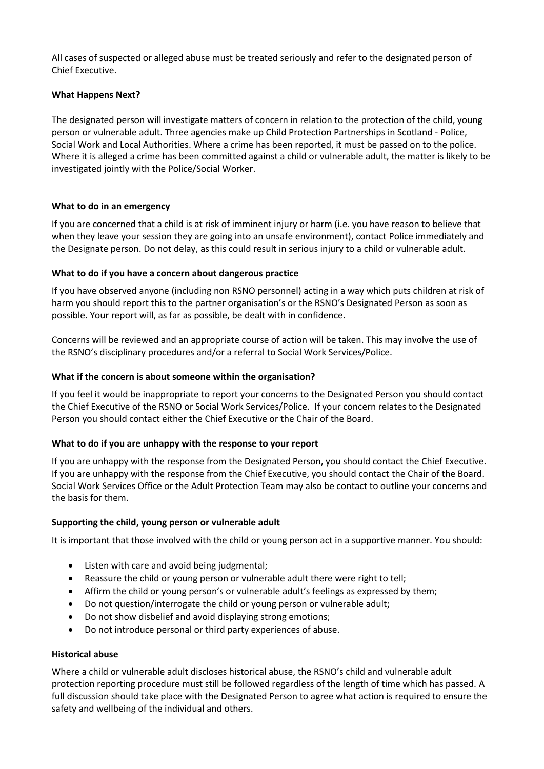All cases of suspected or alleged abuse must be treated seriously and refer to the designated person of Chief Executive.

**What Happens Next?**

The designated person will investigate matters of concern in relation to the protection of the child, young person or vulnerable adult. Three agencies make up Child Protection Partnerships in Scotland - Police, Social Work and Local Authorities. Where a crime has been reported, it must be passed on to the police. Where it is alleged a crime has been committed against a child or vulnerable adult, the matter is likely to be investigated jointly with the Police/Social Worker.

**What to do in an emergency**

If you are concerned that a child is at risk of imminent injury or harm (i.e. you have reason to believe that when they leave your session they are going into an unsafe environment), contact Police immediately and the Designate person. Do not delay, as this could result in serious injury to a child or vulnerable adult.

**What to do if you have a concern about dangerous practice**

If you have observed anyone (including non RSNO personnel) acting in a way which puts children at risk of harm you should report this to the partner organisation's or the RSNO's Designated Person as soon as possible. Your report will, as far as possible, be dealt with in confidence.

Concerns will be reviewed and an appropriate course of action will be taken. This may involve the use of the RSNO's disciplinary procedures and/or a referral to Social Work Services/Police.

**What if the concern is about someone within the organisation?**

If you feel it would be inappropriate to report your concerns to the Designated Person you should contact the Chief Executive of the RSNO or Social Work Services/Police. If your concern relates to the Designated Person you should contact either the Chief Executive or the Chair of the Board.

**What to do if you are unhappy with the response to your report**

If you are unhappy with the response from the Designated Person, you should contact the Chief Executive. If you are unhappy with the response from the Chief Executive, you should contact the Chair of the Board. Social Work Services Office or the Adult Protection Team may also be contact to outline your concerns and the basis for them.

**Supporting the child, young person or vulnerable adult**

It is important that those involved with the child or young person act in a supportive manner. You should:

- Listen with care and avoid being judgmental;
- Reassure the child or young person or vulnerable adult there were right to tell;
- Affirm the child or young person's or vulnerable adult's feelings as expressed by them;
- Do not question/interrogate the child or young person or vulnerable adult;
- Do not show disbelief and avoid displaying strong emotions;
- Do not introduce personal or third party experiences of abuse.

**Historical abuse**

Where a child or vulnerable adult discloses historical abuse, the RSNO's child and vulnerable adult protection reporting procedure must still be followed regardless of the length of time which has passed. A full discussion should take place with the Designated Person to agree what action is required to ensure the safety and wellbeing of the individual and others.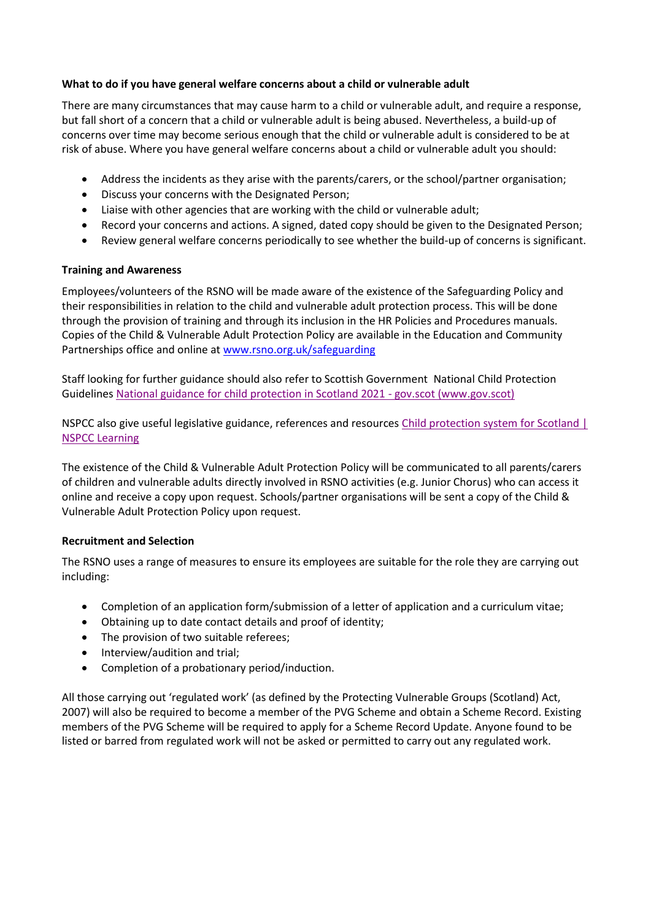**What to do if you have general welfare concerns about a child or vulnerable adult**

There are many circumstances that may cause harm to a child or vulnerable adult, and require a response, but fall short of a concern that a child or vulnerable adult is being abused. Nevertheless, a build-up of concerns over time may become serious enough that the child or vulnerable adult is considered to be at risk of abuse. Where you have general welfare concerns about a child or vulnerable adult you should:

- Address the incidents as they arise with the parents/carers, or the school/partner organisation;
- Discuss your concerns with the Designated Person;
- Liaise with other agencies that are working with the child or vulnerable adult;
- Record your concerns and actions. A signed, dated copy should be given to the Designated Person;
- Review general welfare concerns periodically to see whether the build-up of concerns is significant.

**Training and Awareness**

Employees/volunteers of the RSNO will be made aware of the existence of the Safeguarding Policy and their responsibilities in relation to the child and vulnerable adult protection process. This will be done through the provision of training and through its inclusion in the HR Policies and Procedures manuals. Copies of the Child & Vulnerable Adult Protection Policy are available in the Education and Community Partnerships office and online at www.rsno.org.uk/safeguarding

Staff looking for further guidance should also refer to Scottish Government National Child Protection Guidelines National guidance for child protection in Scotland 2021 - gov.scot (www.gov.scot)

NSPCC also give useful legislative guidance, references and resources Child protection system for Scotland | NSPCC Learning

The existence of the Child & Vulnerable Adult Protection Policy will be communicated to all parents/carers of children and vulnerable adults directly involved in RSNO activities (e.g. Junior Chorus) who can access it online and receive a copy upon request. Schools/partner organisations will be sent a copy of the Child & Vulnerable Adult Protection Policy upon request.

**Recruitment and Selection**

The RSNO uses a range of measures to ensure its employees are suitable for the role they are carrying out including:

- Completion of an application form/submission of a letter of application and a curriculum vitae;
- Obtaining up to date contact details and proof of identity;
- The provision of two suitable referees;
- Interview/audition and trial;
- Completion of a probationary period/induction.

All those carrying out 'regulated work' (as defined by the Protecting Vulnerable Groups (Scotland) Act, 2007) will also be required to become a member of the PVG Scheme and obtain a Scheme Record. Existing members of the PVG Scheme will be required to apply for a Scheme Record Update. Anyone found to be listed or barred from regulated work will not be asked or permitted to carry out any regulated work.